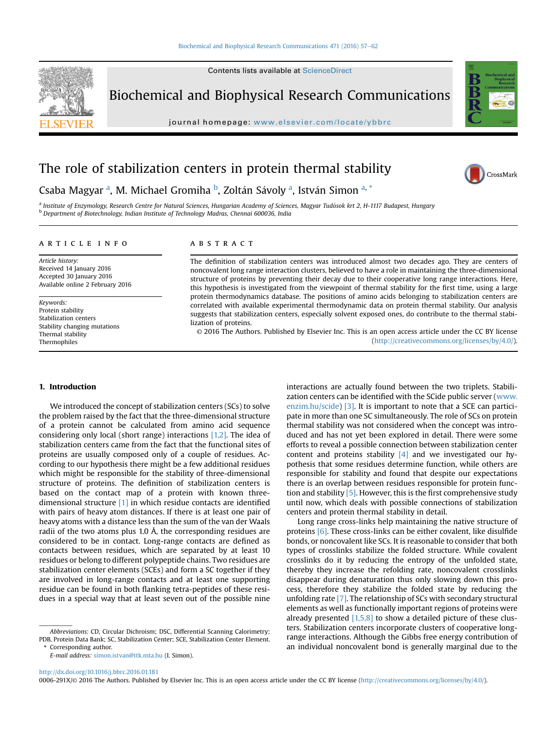# The role of stabilization centers in protein thermal stability

Csaba Magyar [a], M. Michael Gromiha [b], Zoltán Sávoly [a], István Simon [a, *]

[a] Institute of Enzymology, Research Centre for Natural Sciences, Hungarian Academy of Sciences, Magyar Tudósok krt 2, H-1117 Budapest, Hungary
[b] Department of Biotechnology, Indian Institute of Technology Madras, Chennai 600036, India

**ARTICLE INFO**

*Article history:*
Received 14 January 2016
Accepted 30 January 2016
Available online 2 February 2016

*Keywords:*
Protein stability
Stabilization centers
Stability changing mutations
Thermal stability
Thermophiles

**ABSTRACT**

The definition of stabilization centers was introduced almost two decades ago. They are centers of noncovalent long range interaction clusters, believed to have a role in maintaining the three-dimensional structure of proteins by preventing their decay due to their cooperative long range interactions. Here, this hypothesis is investigated from the viewpoint of thermal stability for the first time, using a large protein thermodynamics database. The positions of amino acids belonging to stabilization centers are correlated with available experimental thermodynamic data on protein thermal stability. Our analysis suggests that stabilization centers, especially solvent exposed ones, do contribute to the thermal stabilization of proteins.

© 2016 The Authors. Published by Elsevier Inc. This is an open access article under the CC BY license (http://creativecommons.org/licenses/by/4.0/).

## 1. Introduction

We introduced the concept of stabilization centers (SCs) to solve the problem raised by the fact that the three-dimensional structure of a protein cannot be calculated from amino acid sequence considering only local (short range) interactions [1,2]. The idea of stabilization centers came from the fact that the functional sites of proteins are usually composed only of a couple of residues. According to our hypothesis there might be a few additional residues which might be responsible for the stability of three-dimensional structure of proteins. The definition of stabilization centers is based on the contact map of a protein with known three-dimensional structure [1] in which residue contacts are identified with pairs of heavy atom distances. If there is at least one pair of heavy atoms with a distance less than the sum of the van der Waals radii of the two atoms plus 1.0 Å, the corresponding residues are considered to be in contact. Long-range contacts are defined as contacts between residues, which are separated by at least 10 residues or belong to different polypeptide chains. Two residues are stabilization center elements (SCEs) and form a SC together if they are involved in long-range contacts and at least one supporting residue can be found in both flanking tetra-peptides of these residues in a special way that at least seven out of the possible nine interactions are actually found between the two triplets. Stabilization centers can be identified with the SCide public server (www.enzim.hu/scide) [3]. It is important to note that a SCE can participate in more than one SC simultaneously. The role of SCs on protein thermal stability was not considered when the concept was introduced and has not yet been explored in detail. There were some efforts to reveal a possible connection between stabilization center content and proteins stability [4] and we investigated our hypothesis that some residues determine function, while others are responsible for stability and found that despite our expectations there is an overlap between residues responsible for protein function and stability [5]. However, this is the first comprehensive study until now, which deals with possible connections of stabilization centers and protein thermal stability in detail.

Long range cross-links help maintaining the native structure of proteins [6]. These cross-links can be either covalent, like disulfide bonds, or noncovalent like SCs. It is reasonable to consider that both types of crosslinks stabilize the folded structure. While covalent crosslinks do it by reducing the entropy of the unfolded state, thereby they increase the refolding rate, noncovalent crosslinks disappear during denaturation thus only slowing down this process, therefore they stabilize the folded state by reducing the unfolding rate [7]. The relationship of SCs with secondary structural elements as well as functionally important regions of proteins were already presented [1,5,8] to show a detailed picture of these clusters. Stabilization centers incorporate clusters of cooperative long-range interactions. Although the Gibbs free energy contribution of an individual noncovalent bond is generally marginal due to the

---

*Abbreviations:* CD, Circular Dichroism; DSC, Differential Scanning Calorimetry; PDB, Protein Data Bank; SC, Stabilization Center; SCE, Stabilization Center Element.
\* Corresponding author.
*E-mail address:* simon.istvan@ttk.mta.hu (I. Simon).

http://dx.doi.org/10.1016/j.bbrc.2016.01.181
0006-291X/© 2016 The Authors. Published by Elsevier Inc. This is an open access article under the CC BY license (http://creativecommons.org/licenses/by/4.0/).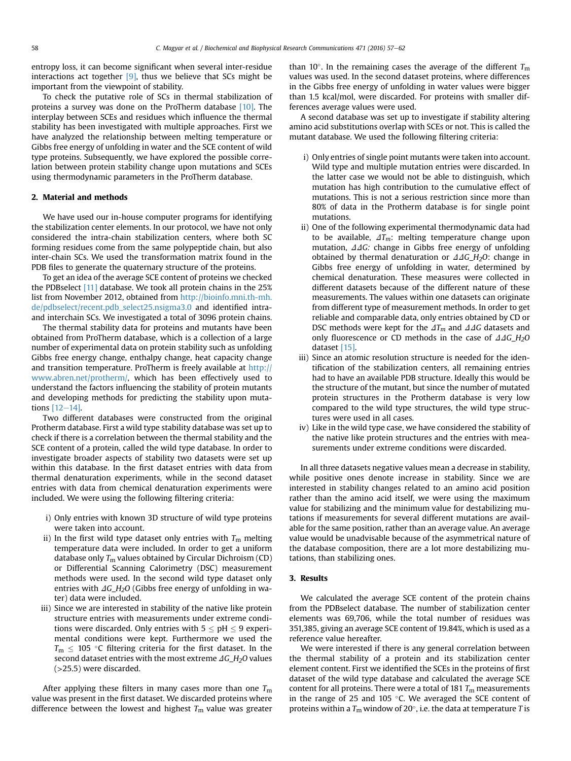entropy loss, it can become significant when several inter-residue interactions act together [9], thus we believe that SCs might be important from the viewpoint of stability.

To check the putative role of SCs in thermal stabilization of proteins a survey was done on the ProTherm database [10]. The interplay between SCEs and residues which influence the thermal stability has been investigated with multiple approaches. First we have analyzed the relationship between melting temperature or Gibbs free energy of unfolding in water and the SCE content of wild type proteins. Subsequently, we have explored the possible correlation between protein stability change upon mutations and SCEs using thermodynamic parameters in the ProTherm database.

## 2. Material and methods

We have used our in-house computer programs for identifying the stabilization center elements. In our protocol, we have not only considered the intra-chain stabilization centers, where both SC forming residues come from the same polypeptide chain, but also inter-chain SCs. We used the transformation matrix found in the PDB files to generate the quaternary structure of the proteins.

To get an idea of the average SCE content of proteins we checked the PDBselect [11] database. We took all protein chains in the 25% list from November 2012, obtained from http://bioinfo.mni.th-mh.de/pdbselect/recent.pdb_select25.nsigma3.0 and identified intra- and interchain SCs. We investigated a total of 3096 protein chains.

The thermal stability data for proteins and mutants have been obtained from ProTherm database, which is a collection of a large number of experimental data on protein stability such as unfolding Gibbs free energy change, enthalpy change, heat capacity change and transition temperature. ProTherm is freely available at http://www.abren.net/protherm/, which has been effectively used to understand the factors influencing the stability of protein mutants and developing methods for predicting the stability upon mutations [12–14].

Two different databases were constructed from the original Protherm database. First a wild type stability database was set up to check if there is a correlation between the thermal stability and the SCE content of a protein, called the wild type database. In order to investigate broader aspects of stability two datasets were set up within this database. In the first dataset entries with data from thermal denaturation experiments, while in the second dataset entries with data from chemical denaturation experiments were included. We were using the following filtering criteria:

i) Only entries with known 3D structure of wild type proteins were taken into account.
ii) In the first wild type dataset only entries with $T_m$ melting temperature data were included. In order to get a uniform database only $T_m$ values obtained by Circular Dichroism (CD) or Differential Scanning Calorimetry (DSC) measurement methods were used. In the second wild type dataset only entries with $\Delta G\_H_2O$ (Gibbs free energy of unfolding in water) data were included.
iii) Since we are interested in stability of the native like protein structure entries with measurements under extreme conditions were discarded. Only entries with $5 \leq \text{pH} \leq 9$ experimental conditions were kept. Furthermore we used the $T_m \leq 105$ °C filtering criteria for the first dataset. In the second dataset entries with the most extreme $\Delta G\_H_2O$ values (>25.5) were discarded.

After applying these filters in many cases more than one $T_m$ value was present in the first dataset. We discarded proteins where difference between the lowest and highest $T_m$ value was greater than 10°. In the remaining cases the average of the different $T_m$ values was used. In the second dataset proteins, where differences in the Gibbs free energy of unfolding in water values were bigger than 1.5 kcal/mol, were discarded. For proteins with smaller differences average values were used.

A second database was set up to investigate if stability altering amino acid substitutions overlap with SCEs or not. This is called the mutant database. We used the following filtering criteria:

i) Only entries of single point mutants were taken into account. Wild type and multiple mutation entries were discarded. In the latter case we would not be able to distinguish, which mutation has high contribution to the cumulative effect of mutations. This is not a serious restriction since more than 80% of data in the Protherm database is for single point mutations.
ii) One of the following experimental thermodynamic data had to be available, $\Delta T_m$: melting temperature change upon mutation, $\Delta\Delta G$: change in Gibbs free energy of unfolding obtained by thermal denaturation or $\Delta\Delta G\_H_2O$: change in Gibbs free energy of unfolding in water, determined by chemical denaturation. These measures were collected in different datasets because of the different nature of these measurements. The values within one datasets can originate from different type of measurement methods. In order to get reliable and comparable data, only entries obtained by CD or DSC methods were kept for the $\Delta T_m$ and $\Delta\Delta G$ datasets and only fluorescence or CD methods in the case of $\Delta\Delta G\_H_2O$ dataset [15].
iii) Since an atomic resolution structure is needed for the identification of the stabilization centers, all remaining entries had to have an available PDB structure. Ideally this would be the structure of the mutant, but since the number of mutated protein structures in the Protherm database is very low compared to the wild type structures, the wild type structures were used in all cases.
iv) Like in the wild type case, we have considered the stability of the native like protein structures and the entries with measurements under extreme conditions were discarded.

In all three datasets negative values mean a decrease in stability, while positive ones denote increase in stability. Since we are interested in stability changes related to an amino acid position rather than the amino acid itself, we were using the maximum value for stabilizing and the minimum value for destabilizing mutations if measurements for several different mutations are available for the same position, rather than an average value. An average value would be unadvisable because of the asymmetrical nature of the database composition, there are a lot more destabilizing mutations, than stabilizing ones.

## 3. Results

We calculated the average SCE content of the protein chains from the PDBselect database. The number of stabilization center elements was 69,706, while the total number of residues was 351,385, giving an average SCE content of 19.84%, which is used as a reference value hereafter.

We were interested if there is any general correlation between the thermal stability of a protein and its stabilization center element content. First we identified the SCEs in the proteins of first dataset of the wild type database and calculated the average SCE content for all proteins. There were a total of 181 $T_m$ measurements in the range of 25 and 105 °C. We averaged the SCE content of proteins within a $T_m$ window of 20°, i.e. the data at temperature $T$ is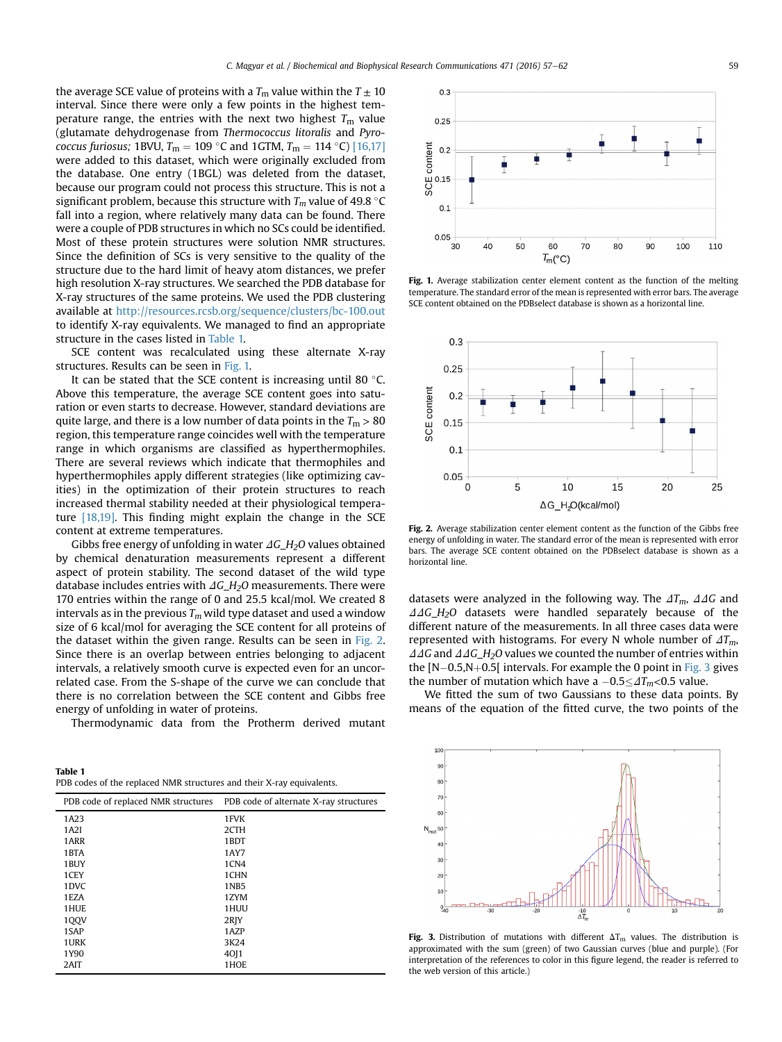the average SCE value of proteins with a $T_m$ value within the $T \pm 10$ interval. Since there were only a few points in the highest temperature range, the entries with the next two highest $T_m$ value (glutamate dehydrogenase from *Thermococcus litoralis* and *Pyrococcus furiosus;* 1BVU, $T_m = 109$ °C and 1GTM, $T_m = 114$ °C) [16,17] were added to this dataset, which were originally excluded from the database. One entry (1BGL) was deleted from the dataset, because our program could not process this structure. This is not a significant problem, because this structure with $T_m$ value of 49.8 °C fall into a region, where relatively many data can be found. There were a couple of PDB structures in which no SCs could be identified. Most of these protein structures were solution NMR structures. Since the definition of SCs is very sensitive to the quality of the structure due to the hard limit of heavy atom distances, we prefer high resolution X-ray structures. We searched the PDB database for X-ray structures of the same proteins. We used the PDB clustering available at http://resources.rcsb.org/sequence/clusters/bc-100.out to identify X-ray equivalents. We managed to find an appropriate structure in the cases listed in Table 1.

SCE content was recalculated using these alternate X-ray structures. Results can be seen in Fig. 1.

It can be stated that the SCE content is increasing until 80 °C. Above this temperature, the average SCE content goes into saturation or even starts to decrease. However, standard deviations are quite large, and there is a low number of data points in the $T_m > 80$ region, this temperature range coincides well with the temperature range in which organisms are classified as hyperthermophiles. There are several reviews which indicate that thermophiles and hyperthermophiles apply different strategies (like optimizing cavities) in the optimization of their protein structures to reach the increased thermal stability needed at their physiological temperature [18,19]. This finding might explain the change in the SCE content at extreme temperatures.

Gibbs free energy of unfolding in water $\Delta G\_H_2O$ values obtained by chemical denaturation measurements represent a different aspect of protein stability. The second dataset of the wild type database includes entries with $\Delta G\_H_2O$ measurements. There were 170 entries within the range of 0 and 25.5 kcal/mol. We created 8 intervals as in the previous $T_m$ wild type dataset and used a window size of 6 kcal/mol for averaging the SCE content for all proteins of the dataset within the given range. Results can be seen in Fig. 2. Since there is an overlap between entries belonging to adjacent intervals, a relatively smooth curve is expected even for an uncorrelated case. From the S-shape of the curve we can conclude that there is no correlation between the SCE content and Gibbs free energy of unfolding in water of proteins.

Thermodynamic data from the Protherm derived mutant datasets were analyzed in the following way. The $\Delta T_m$, $\Delta\Delta G$ and $\Delta\Delta G\_H_2O$ datasets were handled separately because of the different nature of the measurements. In all three cases data were represented with histograms. For every N whole number of $\Delta T_m$, $\Delta\Delta G$ and $\Delta\Delta G\_H_2O$ values we counted the number of entries within the [N−0.5,N+0.5[ intervals. For example the 0 point in Fig. 3 gives the number of mutation which have a $-0.5 \leq \Delta T_m < 0.5$ value.

We fitted the sum of two Gaussians to these data points. By means of the equation of the fitted curve, the two points of the

**Table 1**
PDB codes of the replaced NMR structures and their X-ray equivalents.

| PDB code of replaced NMR structures | PDB code of alternate X-ray structures |
|---|---|
| 1A23 | 1FVK |
| 1A2I | 2CTH |
| 1ARR | 1BDT |
| 1BTA | 1AY7 |
| 1BUY | 1CN4 |
| 1CEY | 1CHN |
| 1DVC | 1NB5 |
| 1EZA | 1ZYM |
| 1HUE | 1HUU |
| 1QQV | 2RJY |
| 1SAP | 1AZP |
| 1URK | 3K24 |
| 1Y90 | 4OJ1 |
| 2AIT | 1HOE |

**Fig. 1.** Average stabilization center element content as the function of the melting temperature. The standard error of the mean is represented with error bars. The average SCE content obtained on the PDBselect database is shown as a horizontal line.

**Fig. 2.** Average stabilization center element content as the function of the Gibbs free energy of unfolding in water. The standard error of the mean is represented with error bars. The average SCE content obtained on the PDBselect database is shown as a horizontal line.

**Fig. 3.** Distribution of mutations with different $\Delta T_m$ values. The distribution is approximated with the sum (green) of two Gaussian curves (blue and purple). (For interpretation of the references to color in this figure legend, the reader is referred to the web version of this article.)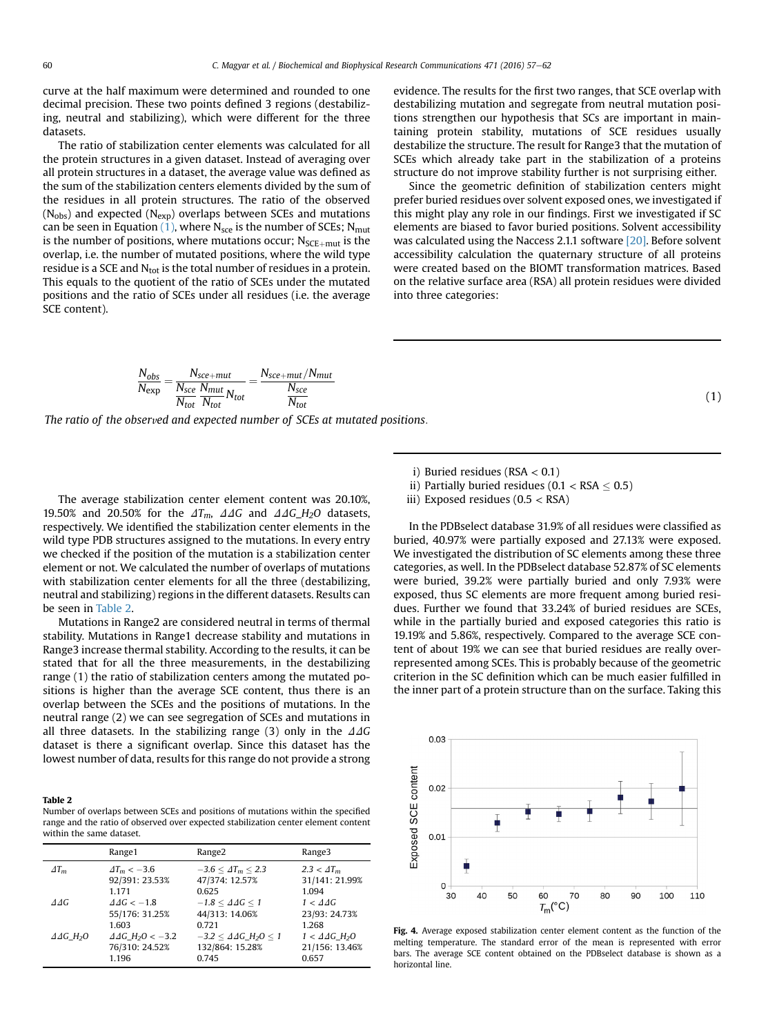curve at the half maximum were determined and rounded to one decimal precision. These two points defined 3 regions (destabilizing, neutral and stabilizing), which were different for the three datasets.

The ratio of stabilization center elements was calculated for all the protein structures in a given dataset. Instead of averaging over all protein structures in a dataset, the average value was defined as the sum of the stabilization centers elements divided by the sum of the residues in all protein structures. The ratio of the observed ($N_{obs}$) and expected ($N_{exp}$) overlaps between SCEs and mutations can be seen in Equation (1), where $N_{sce}$ is the number of SCEs; $N_{mut}$ is the number of positions, where mutations occur; $N_{SCE+mut}$ is the overlap, i.e. the number of mutated positions, where the wild type residue is a SCE and $N_{tot}$ is the total number of residues in a protein. This equals to the quotient of the ratio of SCEs under the mutated positions and the ratio of SCEs under all residues (i.e. the average SCE content).

$$\frac{N_{obs}}{N_{exp}} = \frac{N_{sce+mut}}{\frac{N_{sce}}{N_{tot}}\frac{N_{mut}}{N_{tot}}N_{tot}} = \frac{N_{sce+mut}/N_{mut}}{\frac{N_{sce}}{N_{tot}}} \tag{1}$$

*The ratio of the observed and expected number of SCEs at mutated positions.*

The average stabilization center element content was 20.10%, 19.50% and 20.50% for the $\Delta T_m$, $\Delta\Delta G$ and $\Delta\Delta G\_H_2O$ datasets, respectively. We identified the stabilization center elements in the wild type PDB structures assigned to the mutations. In every entry we checked if the position of the mutation is a stabilization center element or not. We calculated the number of overlaps of mutations with stabilization center elements for all the three (destabilizing, neutral and stabilizing) regions in the different datasets. Results can be seen in Table 2.

Mutations in Range2 are considered neutral in terms of thermal stability. Mutations in Range1 decrease stability and mutations in Range3 increase thermal stability. According to the results, it can be stated that for all the three measurements, in the destabilizing range (1) the ratio of stabilization centers among the mutated positions is higher than the average SCE content, thus there is an overlap between the SCEs and the positions of mutations. In the neutral range (2) we can see segregation of SCEs and mutations in all three datasets. In the stabilizing range (3) only in the $\Delta\Delta G$ dataset is there a significant overlap. Since this dataset has the lowest number of data, results for this range do not provide a strong evidence. The results for the first two ranges, that SCE overlap with destabilizing mutation and segregate from neutral mutation positions strengthen our hypothesis that SCs are important in maintaining protein stability, mutations of SCE residues usually destabilize the structure. The result for Range3 that the mutation of SCEs which already take part in the stabilization of a proteins structure do not improve stability further is not surprising either.

**Table 2**
Number of overlaps between SCEs and positions of mutations within the specified range and the ratio of observed over expected stabilization center element content within the same dataset.

| | Range1 | Range2 | Range3 |
|---|---|---|---|
| $\Delta T_m$ | $\Delta T_m < -3.6$<br>92/391: 23.53%<br>1.171 | $-3.6 \leq \Delta T_m \leq 2.3$<br>47/374: 12.57%<br>0.625 | $2.3 < \Delta T_m$<br>31/141: 21.99%<br>1.094 |
| $\Delta\Delta G$ | $\Delta\Delta G < -1.8$<br>55/176: 31.25%<br>1.603 | $-1.8 \leq \Delta\Delta G \leq 1$<br>44/313: 14.06%<br>0.721 | $1 < \Delta\Delta G$<br>23/93: 24.73%<br>1.268 |
| $\Delta\Delta G\_H_2O$ | $\Delta\Delta G\_H_2O < -3.2$<br>76/310: 24.52%<br>1.196 | $-3.2 \leq \Delta\Delta G\_H_2O \leq 1$<br>132/864: 15.28%<br>0.745 | $1 < \Delta\Delta G\_H_2O$<br>21/156: 13.46%<br>0.657 |

Since the geometric definition of stabilization centers might prefer buried residues over solvent exposed ones, we investigated if this might play any role in our findings. First we investigated if SC elements are biased to favor buried positions. Solvent accessibility was calculated using the Naccess 2.1.1 software [20]. Before solvent accessibility calculation the quaternary structure of all proteins were created based on the BIOMT transformation matrices. Based on the relative surface area (RSA) all protein residues were divided into three categories:

i) Buried residues (RSA < 0.1)
ii) Partially buried residues (0.1 < RSA ≤ 0.5)
iii) Exposed residues (0.5 < RSA)

In the PDBselect database 31.9% of all residues were classified as buried, 40.97% were partially exposed and 27.13% were exposed. We investigated the distribution of SC elements among these three categories, as well. In the PDBselect database 52.87% of SC elements were buried, 39.2% were partially buried and only 7.93% were exposed, thus SC elements are more frequent among buried residues. Further we found that 33.24% of buried residues are SCEs, while in the partially buried and exposed categories this ratio is 19.19% and 5.86%, respectively. Compared to the average SCE content of about 19% we can see that buried residues are really overrepresented among SCEs. This is probably because of the geometric criterion in the SC definition which can be much easier fulfilled in the inner part of a protein structure than on the surface. Taking this

**Fig. 4.** Average exposed stabilization center element content as the function of the melting temperature. The standard error of the mean is represented with error bars. The average SCE content obtained on the PDBselect database is shown as a horizontal line.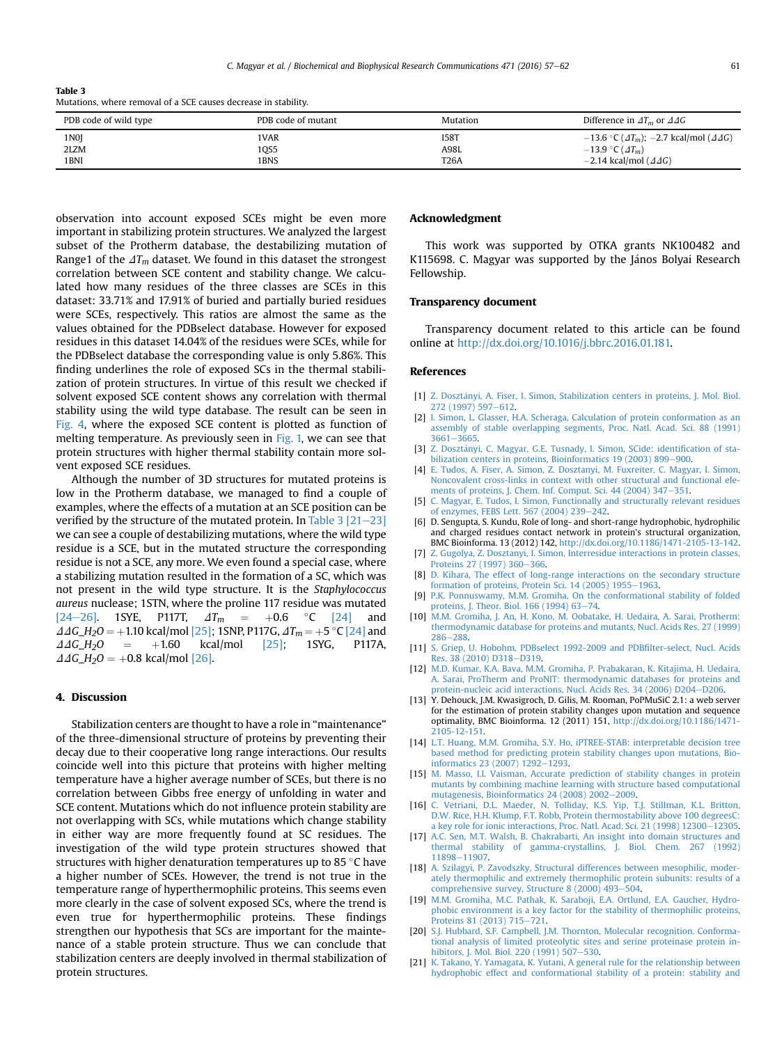**Table 3**
Mutations, where removal of a SCE causes decrease in stability.

| PDB code of wild type | PDB code of mutant | Mutation | Difference in $\Delta T_m$ or $\Delta\Delta G$ |
|---|---|---|---|
| 1N0J | 1VAR | I58T | −13.6 °C ($\Delta T_m$); −2.7 kcal/mol ($\Delta\Delta G$) |
| 2LZM | 1QS5 | A98L | −13.9 °C ($\Delta T_m$) |
| 1BNI | 1BNS | T26A | −2.14 kcal/mol ($\Delta\Delta G$) |

observation into account exposed SCEs might be even more important in stabilizing protein structures. We analyzed the largest subset of the Protherm database, the destabilizing mutation of Range1 of the $\Delta T_m$ dataset. We found in this dataset the strongest correlation between SCE content and stability change. We calculated how many residues of the three classes are SCEs in this dataset: 33.71% and 17.91% of buried and partially buried residues were SCEs, respectively. This ratios are almost the same as the values obtained for the PDBselect database. However for exposed residues in this dataset 14.04% of the residues were SCEs, while for the PDBselect database the corresponding value is only 5.86%. This finding underlines the role of exposed SCs in the thermal stabilization of protein structures. In virtue of this result we checked if solvent exposed SCE content shows any correlation with thermal stability using the wild type database. The result can be seen in Fig. 4, where the exposed SCE content is plotted as function of melting temperature. As previously seen in Fig. 1, we can see that protein structures with higher thermal stability contain more solvent exposed SCE residues.

Although the number of 3D structures for mutated proteins is low in the Protherm database, we managed to find a couple of examples, where the effects of a mutation at an SCE position can be verified by the structure of the mutated protein. In Table 3 [21–23] we can see a couple of destabilizing mutations, where the wild type residue is a SCE, but in the mutated structure the corresponding residue is not a SCE, any more. We even found a special case, where a stabilizing mutation resulted in the formation of a SC, which was not present in the wild type structure. It is the *Staphylococcus aureus* nuclease; 1STN, where the proline 117 residue was mutated [24–26]. 1SYE, P117T, $\Delta T_m$ = +0.6 °C [24] and $\Delta\Delta G\_H_2O$ = +1.10 kcal/mol [25]; 1SNP, P117G, $\Delta T_m$ = +5 °C [24] and $\Delta\Delta G\_H_2O$ = +1.60 kcal/mol [25]; 1SYG, P117A, $\Delta\Delta G\_H_2O$ = +0.8 kcal/mol [26].

## 4. Discussion

Stabilization centers are thought to have a role in "maintenance" of the three-dimensional structure of proteins by preventing their decay due to their cooperative long range interactions. Our results coincide well into this picture that proteins with higher melting temperature have a higher average number of SCEs, but there is no correlation between Gibbs free energy of unfolding in water and SCE content. Mutations which do not influence protein stability are not overlapping with SCs, while mutations which change stability in either way are more frequently found at SC residues. The investigation of the wild type protein structures showed that structures with higher denaturation temperatures up to 85 °C have a higher number of SCEs. However, the trend is not true in the temperature range of hyperthermophilic proteins. This seems even more clearly in the case of solvent exposed SCs, where the trend is even true for hyperthermophilic proteins. These findings strengthen our hypothesis that SCs are important for the maintenance of a stable protein structure. Thus we can conclude that stabilization centers are deeply involved in thermal stabilization of protein structures.

## Acknowledgment

This work was supported by OTKA grants NK100482 and K115698. C. Magyar was supported by the János Bolyai Research Fellowship.

## Transparency document

Transparency document related to this article can be found online at http://dx.doi.org/10.1016/j.bbrc.2016.01.181.

## References

[1] Z. Dosztányi, A. Fiser, I. Simon, Stabilization centers in proteins, J. Mol. Biol. 272 (1997) 597–612.

[2] I. Simon, L. Glasser, H.A. Scheraga, Calculation of protein conformation as an assembly of stable overlapping segments, Proc. Natl. Acad. Sci. 88 (1991) 3661–3665.

[3] Z. Dosztányi, C. Magyar, G.E. Tusnady, I. Simon, SCide: identification of stabilization centers in proteins, Bioinformatics 19 (2003) 899–900.

[4] E. Tudos, A. Fiser, A. Simon, Z. Dosztanyi, M. Fuxreiter, C. Magyar, I. Simon, Noncovalent cross-links in context with other structural and functional elements of proteins, J. Chem. Inf. Comput. Sci. 44 (2004) 347–351.

[5] C. Magyar, E. Tudos, I. Simon, Functionally and structurally relevant residues of enzymes, FEBS Lett. 567 (2004) 239–242.

[6] D. Sengupta, S. Kundu, Role of long- and short-range hydrophobic, hydrophilic and charged residues contact network in protein's structural organization, BMC Bioinforma. 13 (2012) 142, http://dx.doi.org/10.1186/1471-2105-13-142.

[7] Z. Gugolya, Z. Dosztanyi, I. Simon, Interresidue interactions in protein classes, Proteins 27 (1997) 360–366.

[8] D. Kihara, The effect of long-range interactions on the secondary structure formation of proteins, Protein Sci. 14 (2005) 1955–1963.

[9] P.K. Ponnuswamy, M.M. Gromiha, On the conformational stability of folded proteins, J. Theor. Biol. 166 (1994) 63–74.

[10] M.M. Gromiha, J. An, H. Kono, M. Oobatake, H. Uedaira, A. Sarai, Protherm: thermodynamic database for proteins and mutants, Nucl. Acids Res. 27 (1999) 286–288.

[11] S. Griep, U. Hobohm, PDBselect 1992-2009 and PDBfilter-select, Nucl. Acids Res. 38 (2010) D318–D319.

[12] M.D. Kumar, K.A. Bava, M.M. Gromiha, P. Prabakaran, K. Kitajima, H. Uedaira, A. Sarai, ProTherm and ProNIT: thermodynamic databases for proteins and protein-nucleic acid interactions, Nucl. Acids Res. 34 (2006) D204–D206.

[13] Y. Dehouck, J.M. Kwasigroch, D. Gilis, M. Rooman, PoPMuSiC 2.1: a web server for the estimation of protein stability changes upon mutation and sequence optimality, BMC Bioinforma. 12 (2011) 151, http://dx.doi.org/10.1186/1471-2105-12-151.

[14] L.T. Huang, M.M. Gromiha, S.Y. Ho, iPTREE-STAB: interpretable decision tree based method for predicting protein stability changes upon mutations, Bioinformatics 23 (2007) 1292–1293.

[15] M. Masso, I.I. Vaisman, Accurate prediction of stability changes in protein mutants by combining machine learning with structure based computational mutagenesis, Bioinformatics 24 (2008) 2002–2009.

[16] C. Vetriani, D.L. Maeder, N. Tolliday, K.S. Yip, T.J. Stillman, K.L. Britton, D.W. Rice, H.H. Klump, F.T. Robb, Protein thermostability above 100 degreesC: a key role for ionic interactions, Proc. Natl. Acad. Sci. 21 (1998) 12300–12305.

[17] A.C. Sen, M.T. Walsh, B. Chakrabarti, An insight into domain structures and thermal stability of gamma-crystallins, J. Biol. Chem. 267 (1992) 11898–11907.

[18] A. Szilagyi, P. Zavodszky, Structural differences between mesophilic, moderately thermophilic and extremely thermophilic protein subunits: results of a comprehensive survey, Structure 8 (2000) 493–504.

[19] M.M. Gromiha, M.C. Pathak, K. Saraboji, E.A. Ortlund, E.A. Gaucher, Hydrophobic environment is a key factor for the stability of thermophilic proteins, Proteins 81 (2013) 715–721.

[20] S.J. Hubbard, S.F. Campbell, J.M. Thornton, Molecular recognition. Conformational analysis of limited proteolytic sites and serine proteinase protein inhibitors, J. Mol. Biol. 220 (1991) 507–530.

[21] K. Takano, Y. Yamagata, K. Yutani, A general rule for the relationship between hydrophobic effect and conformational stability of a protein: stability and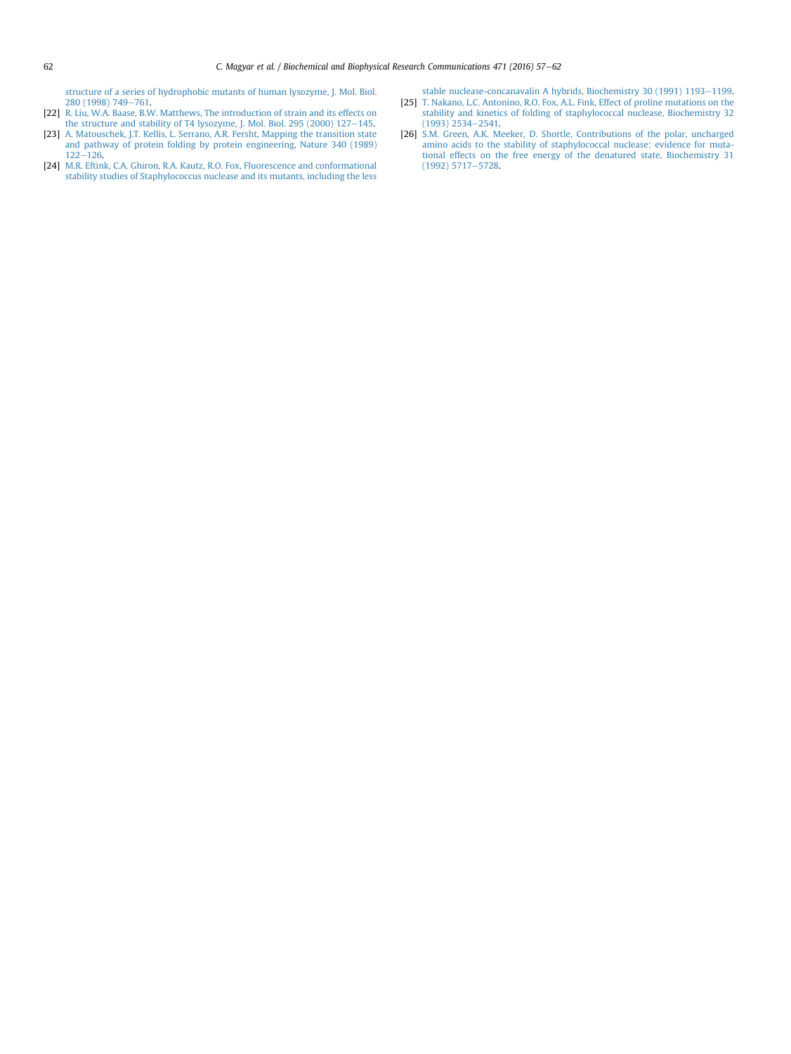structure of a series of hydrophobic mutants of human lysozyme, J. Mol. Biol. 280 (1998) 749–761.

[22] R. Liu, W.A. Baase, B.W. Matthews, The introduction of strain and its effects on the structure and stability of T4 lysozyme, J. Mol. Biol. 295 (2000) 127–145.

[23] A. Matouschek, J.T. Kellis, L. Serrano, A.R. Fersht, Mapping the transition state and pathway of protein folding by protein engineering, Nature 340 (1989) 122–126.

[24] M.R. Eftink, C.A. Ghiron, R.A. Kautz, R.O. Fox, Fluorescence and conformational stability studies of Staphylococcus nuclease and its mutants, including the less stable nuclease-concanavalin A hybrids, Biochemistry 30 (1991) 1193–1199.

[25] T. Nakano, L.C. Antonino, R.O. Fox, A.L. Fink, Effect of proline mutations on the stability and kinetics of folding of staphylococcal nuclease, Biochemistry 32 (1993) 2534–2541.

[26] S.M. Green, A.K. Meeker, D. Shortle, Contributions of the polar, uncharged amino acids to the stability of staphylococcal nuclease: evidence for mutational effects on the free energy of the denatured state, Biochemistry 31 (1992) 5717–5728.